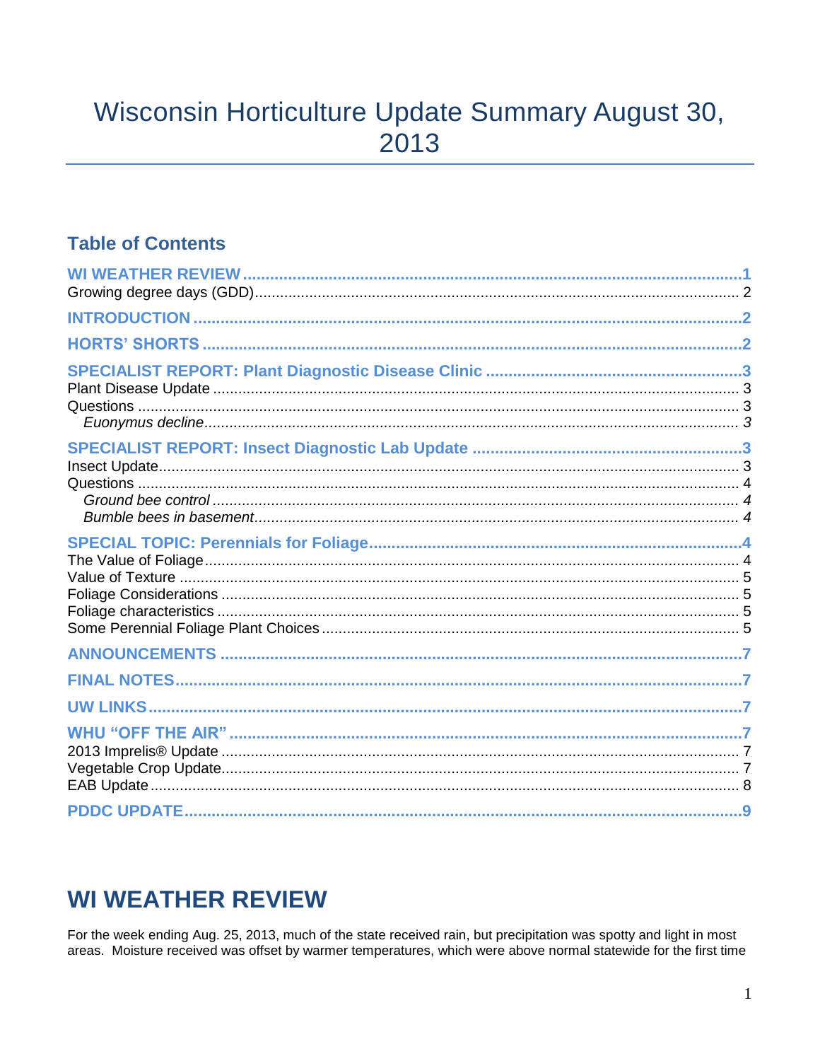# Wisconsin Horticulture Update Summary August 30, 2013

## Table of Contents

**WI WEATHER REVIEW** ........ 1
- Growing degree days (GDD) ........ 2

**INTRODUCTION** ........ 2

**HORTS' SHORTS** ........ 2

**SPECIALIST REPORT: Plant Diagnostic Disease Clinic** ........ 3
- Plant Disease Update ........ 3
- Questions ........ 3
  - *Euonymus decline* ........ 3

**SPECIALIST REPORT: Insect Diagnostic Lab Update** ........ 3
- Insect Update ........ 3
- Questions ........ 4
  - *Ground bee control* ........ 4
  - *Bumble bees in basement* ........ 4

**SPECIAL TOPIC: Perennials for Foliage** ........ 4
- The Value of Foliage ........ 4
- Value of Texture ........ 5
- Foliage Considerations ........ 5
- Foliage characteristics ........ 5
- Some Perennial Foliage Plant Choices ........ 5

**ANNOUNCEMENTS** ........ 7

**FINAL NOTES** ........ 7

**UW LINKS** ........ 7

**WHU "OFF THE AIR"** ........ 7
- 2013 Imprelis® Update ........ 7
- Vegetable Crop Update ........ 7
- EAB Update ........ 8

**PDDC UPDATE** ........ 9

# WI WEATHER REVIEW

For the week ending Aug. 25, 2013, much of the state received rain, but precipitation was spotty and light in most areas. Moisture received was offset by warmer temperatures, which were above normal statewide for the first time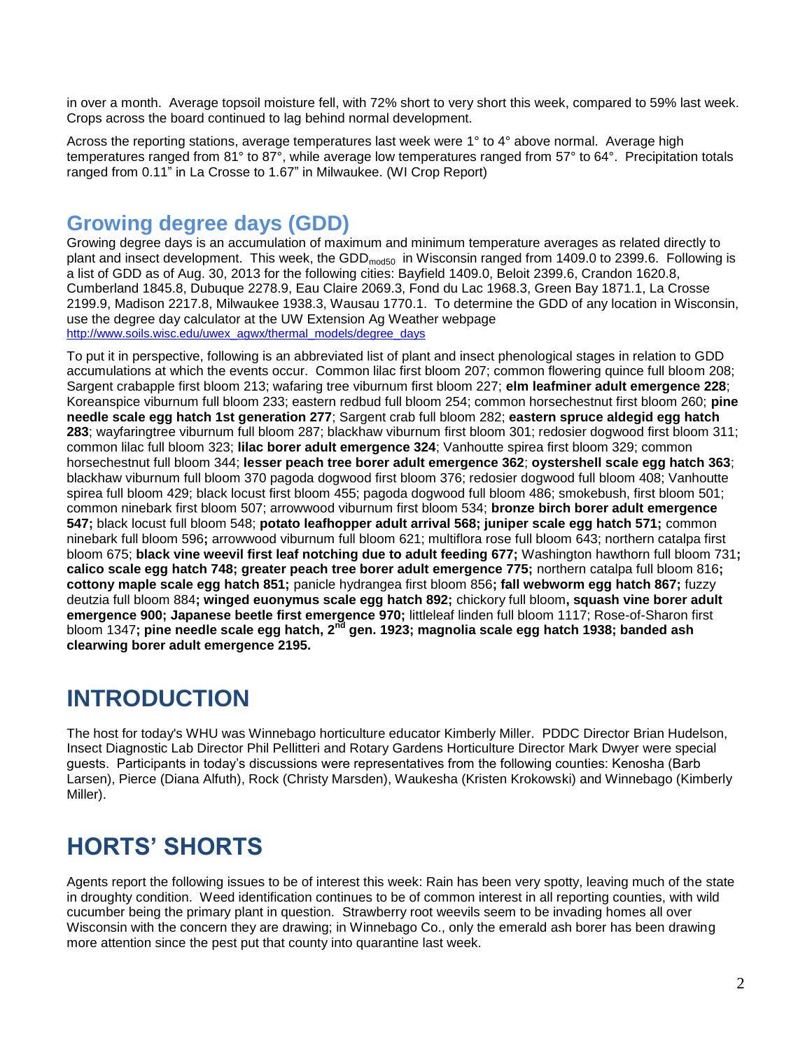in over a month. Average topsoil moisture fell, with 72% short to very short this week, compared to 59% last week. Crops across the board continued to lag behind normal development.

Across the reporting stations, average temperatures last week were 1° to 4° above normal. Average high temperatures ranged from 81° to 87°, while average low temperatures ranged from 57° to 64°. Precipitation totals ranged from 0.11" in La Crosse to 1.67" in Milwaukee. (WI Crop Report)

## Growing degree days (GDD)

Growing degree days is an accumulation of maximum and minimum temperature averages as related directly to plant and insect development. This week, the $GDD_{mod50}$ in Wisconsin ranged from 1409.0 to 2399.6. Following is a list of GDD as of Aug. 30, 2013 for the following cities: Bayfield 1409.0, Beloit 2399.6, Crandon 1620.8, Cumberland 1845.8, Dubuque 2278.9, Eau Claire 2069.3, Fond du Lac 1968.3, Green Bay 1871.1, La Crosse 2199.9, Madison 2217.8, Milwaukee 1938.3, Wausau 1770.1. To determine the GDD of any location in Wisconsin, use the degree day calculator at the UW Extension Ag Weather webpage http://www.soils.wisc.edu/uwex_agwx/thermal_models/degree_days

To put it in perspective, following is an abbreviated list of plant and insect phenological stages in relation to GDD accumulations at which the events occur. Common lilac first bloom 207; common flowering quince full bloom 208; Sargent crabapple first bloom 213; wafaring tree viburnum first bloom 227; **elm leafminer adult emergence 228**; Koreanspice viburnum full bloom 233; eastern redbud full bloom 254; common horsechestnut first bloom 260; **pine needle scale egg hatch 1st generation 277**; Sargent crab full bloom 282; **eastern spruce aldegid egg hatch 283**; wayfaringtree viburnum full bloom 287; blackhaw viburnum first bloom 301; redosier dogwood first bloom 311; common lilac full bloom 323; **lilac borer adult emergence 324**; Vanhoutte spirea first bloom 329; common horsechestnut full bloom 344; **lesser peach tree borer adult emergence 362**; **oystershell scale egg hatch 363**; blackhaw viburnum full bloom 370 pagoda dogwood first bloom 376; redosier dogwood full bloom 408; Vanhoutte spirea full bloom 429; black locust first bloom 455; pagoda dogwood full bloom 486; smokebush, first bloom 501; common ninebark first bloom 507; arrowwood viburnum first bloom 534; **bronze birch borer adult emergence 547;** black locust full bloom 548; **potato leafhopper adult arrival 568; juniper scale egg hatch 571;** common ninebark full bloom 596**;** arrowwood viburnum full bloom 621; multiflora rose full bloom 643; northern catalpa first bloom 675; **black vine weevil first leaf notching due to adult feeding 677;** Washington hawthorn full bloom 731**; calico scale egg hatch 748; greater peach tree borer adult emergence 775;** northern catalpa full bloom 816**; cottony maple scale egg hatch 851;** panicle hydrangea first bloom 856**; fall webworm egg hatch 867;** fuzzy deutzia full bloom 884**; winged euonymus scale egg hatch 892;** chickory full bloom**, squash vine borer adult emergence 900; Japanese beetle first emergence 970;** littleleaf linden full bloom 1117; Rose-of-Sharon first bloom 1347**; pine needle scale egg hatch, 2nd gen. 1923; magnolia scale egg hatch 1938; banded ash clearwing borer adult emergence 2195.**

# INTRODUCTION

The host for today's WHU was Winnebago horticulture educator Kimberly Miller. PDDC Director Brian Hudelson, Insect Diagnostic Lab Director Phil Pellitteri and Rotary Gardens Horticulture Director Mark Dwyer were special guests. Participants in today's discussions were representatives from the following counties: Kenosha (Barb Larsen), Pierce (Diana Alfuth), Rock (Christy Marsden), Waukesha (Kristen Krokowski) and Winnebago (Kimberly Miller).

# HORTS' SHORTS

Agents report the following issues to be of interest this week: Rain has been very spotty, leaving much of the state in droughty condition. Weed identification continues to be of common interest in all reporting counties, with wild cucumber being the primary plant in question. Strawberry root weevils seem to be invading homes all over Wisconsin with the concern they are drawing; in Winnebago Co., only the emerald ash borer has been drawing more attention since the pest put that county into quarantine last week.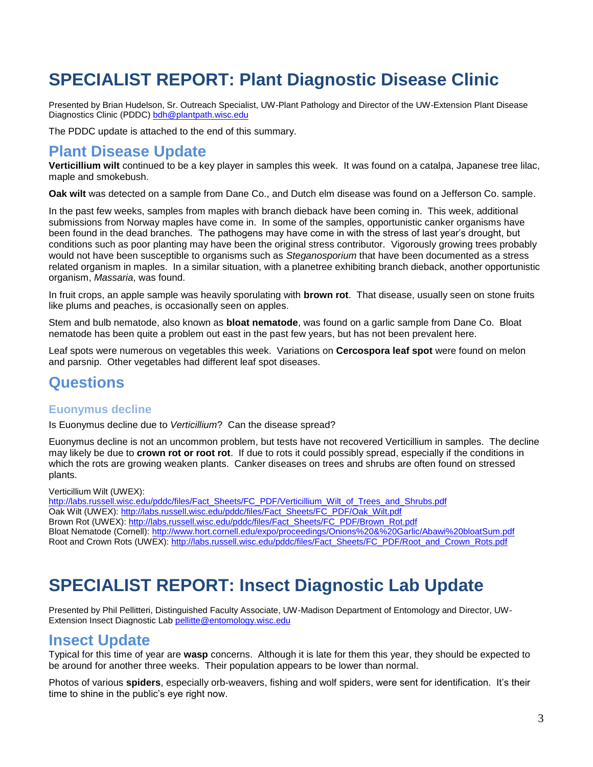# SPECIALIST REPORT: Plant Diagnostic Disease Clinic

Presented by Brian Hudelson, Sr. Outreach Specialist, UW-Plant Pathology and Director of the UW-Extension Plant Disease Diagnostics Clinic (PDDC) bdh@plantpath.wisc.edu

The PDDC update is attached to the end of this summary.

## Plant Disease Update

**Verticillium wilt** continued to be a key player in samples this week. It was found on a catalpa, Japanese tree lilac, maple and smokebush.

**Oak wilt** was detected on a sample from Dane Co., and Dutch elm disease was found on a Jefferson Co. sample.

In the past few weeks, samples from maples with branch dieback have been coming in. This week, additional submissions from Norway maples have come in. In some of the samples, opportunistic canker organisms have been found in the dead branches. The pathogens may have come in with the stress of last year's drought, but conditions such as poor planting may have been the original stress contributor. Vigorously growing trees probably would not have been susceptible to organisms such as *Steganosporium* that have been documented as a stress related organism in maples. In a similar situation, with a planetree exhibiting branch dieback, another opportunistic organism, *Massaria*, was found.

In fruit crops, an apple sample was heavily sporulating with **brown rot**. That disease, usually seen on stone fruits like plums and peaches, is occasionally seen on apples.

Stem and bulb nematode, also known as **bloat nematode**, was found on a garlic sample from Dane Co. Bloat nematode has been quite a problem out east in the past few years, but has not been prevalent here.

Leaf spots were numerous on vegetables this week. Variations on **Cercospora leaf spot** were found on melon and parsnip. Other vegetables had different leaf spot diseases.

## Questions

### Euonymus decline

Is Euonymus decline due to *Verticillium*? Can the disease spread?

Euonymus decline is not an uncommon problem, but tests have not recovered Verticillium in samples. The decline may likely be due to **crown rot or root rot**. If due to rots it could possibly spread, especially if the conditions in which the rots are growing weaken plants. Canker diseases on trees and shrubs are often found on stressed plants.

Verticillium Wilt (UWEX):
http://labs.russell.wisc.edu/pddc/files/Fact_Sheets/FC_PDF/Verticillium_Wilt_of_Trees_and_Shrubs.pdf
Oak Wilt (UWEX): http://labs.russell.wisc.edu/pddc/files/Fact_Sheets/FC_PDF/Oak_Wilt.pdf
Brown Rot (UWEX): http://labs.russell.wisc.edu/pddc/files/Fact_Sheets/FC_PDF/Brown_Rot.pdf
Bloat Nematode (Cornell): http://www.hort.cornell.edu/expo/proceedings/Onions%20&%20Garlic/Abawi%20bloatSum.pdf
Root and Crown Rots (UWEX): http://labs.russell.wisc.edu/pddc/files/Fact_Sheets/FC_PDF/Root_and_Crown_Rots.pdf

# SPECIALIST REPORT: Insect Diagnostic Lab Update

Presented by Phil Pellitteri, Distinguished Faculty Associate, UW-Madison Department of Entomology and Director, UW-Extension Insect Diagnostic Lab pellitte@entomology.wisc.edu

## Insect Update

Typical for this time of year are **wasp** concerns. Although it is late for them this year, they should be expected to be around for another three weeks. Their population appears to be lower than normal.

Photos of various **spiders**, especially orb-weavers, fishing and wolf spiders, were sent for identification. It's their time to shine in the public's eye right now.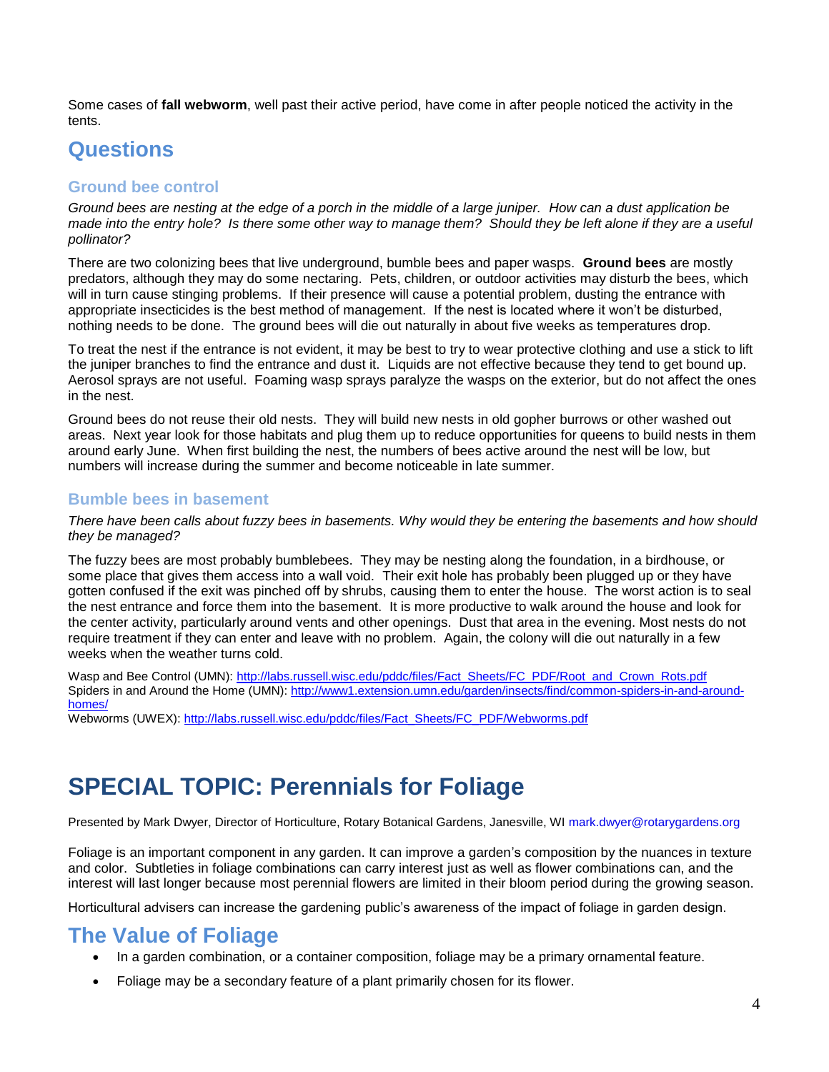Some cases of **fall webworm**, well past their active period, have come in after people noticed the activity in the tents.

# Questions

### Ground bee control

*Ground bees are nesting at the edge of a porch in the middle of a large juniper. How can a dust application be made into the entry hole? Is there some other way to manage them? Should they be left alone if they are a useful pollinator?*

There are two colonizing bees that live underground, bumble bees and paper wasps. **Ground bees** are mostly predators, although they may do some nectaring. Pets, children, or outdoor activities may disturb the bees, which will in turn cause stinging problems. If their presence will cause a potential problem, dusting the entrance with appropriate insecticides is the best method of management. If the nest is located where it won't be disturbed, nothing needs to be done. The ground bees will die out naturally in about five weeks as temperatures drop.

To treat the nest if the entrance is not evident, it may be best to try to wear protective clothing and use a stick to lift the juniper branches to find the entrance and dust it. Liquids are not effective because they tend to get bound up. Aerosol sprays are not useful. Foaming wasp sprays paralyze the wasps on the exterior, but do not affect the ones in the nest.

Ground bees do not reuse their old nests. They will build new nests in old gopher burrows or other washed out areas. Next year look for those habitats and plug them up to reduce opportunities for queens to build nests in them around early June. When first building the nest, the numbers of bees active around the nest will be low, but numbers will increase during the summer and become noticeable in late summer.

### Bumble bees in basement

*There have been calls about fuzzy bees in basements. Why would they be entering the basements and how should they be managed?*

The fuzzy bees are most probably bumblebees. They may be nesting along the foundation, in a birdhouse, or some place that gives them access into a wall void. Their exit hole has probably been plugged up or they have gotten confused if the exit was pinched off by shrubs, causing them to enter the house. The worst action is to seal the nest entrance and force them into the basement. It is more productive to walk around the house and look for the center activity, particularly around vents and other openings. Dust that area in the evening. Most nests do not require treatment if they can enter and leave with no problem. Again, the colony will die out naturally in a few weeks when the weather turns cold.

Wasp and Bee Control (UMN): http://labs.russell.wisc.edu/pddc/files/Fact_Sheets/FC_PDF/Root_and_Crown_Rots.pdf
Spiders in and Around the Home (UMN): http://www1.extension.umn.edu/garden/insects/find/common-spiders-in-and-around-homes/
Webworms (UWEX): http://labs.russell.wisc.edu/pddc/files/Fact_Sheets/FC_PDF/Webworms.pdf

# SPECIAL TOPIC: Perennials for Foliage

Presented by Mark Dwyer, Director of Horticulture, Rotary Botanical Gardens, Janesville, WI mark.dwyer@rotarygardens.org

Foliage is an important component in any garden. It can improve a garden's composition by the nuances in texture and color. Subtleties in foliage combinations can carry interest just as well as flower combinations can, and the interest will last longer because most perennial flowers are limited in their bloom period during the growing season.

Horticultural advisers can increase the gardening public's awareness of the impact of foliage in garden design.

## The Value of Foliage

- In a garden combination, or a container composition, foliage may be a primary ornamental feature.
- Foliage may be a secondary feature of a plant primarily chosen for its flower.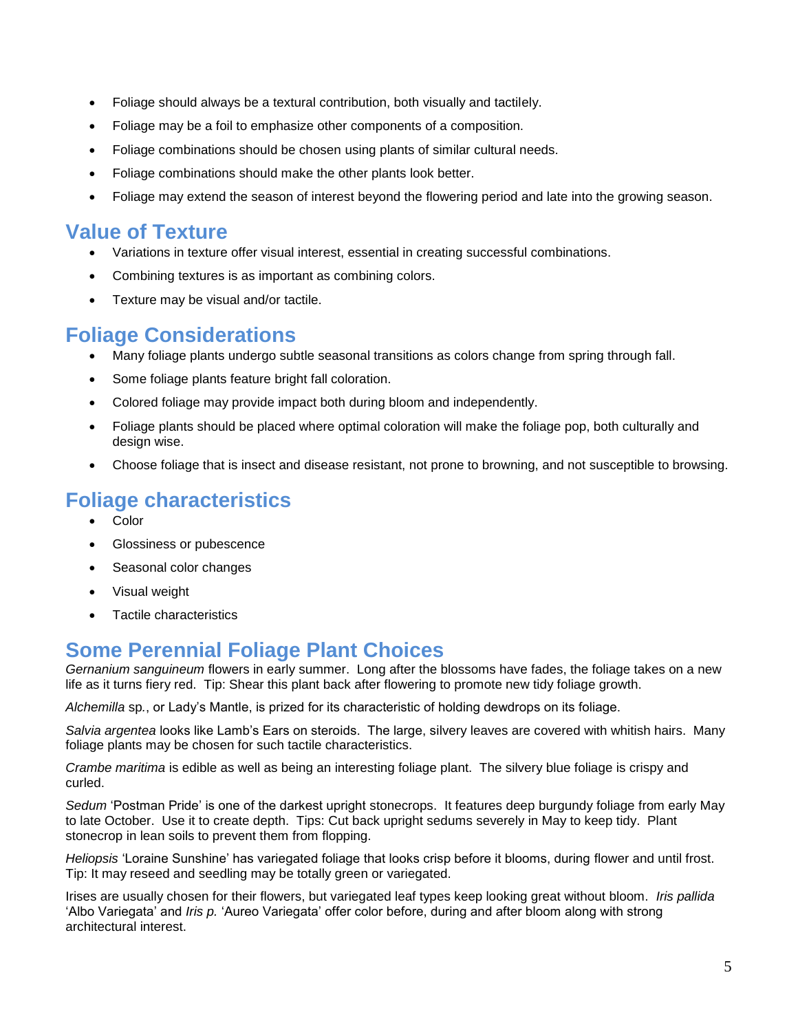- Foliage should always be a textural contribution, both visually and tactilely.
- Foliage may be a foil to emphasize other components of a composition.
- Foliage combinations should be chosen using plants of similar cultural needs.
- Foliage combinations should make the other plants look better.
- Foliage may extend the season of interest beyond the flowering period and late into the growing season.

## Value of Texture

- Variations in texture offer visual interest, essential in creating successful combinations.
- Combining textures is as important as combining colors.
- Texture may be visual and/or tactile.

## Foliage Considerations

- Many foliage plants undergo subtle seasonal transitions as colors change from spring through fall.
- Some foliage plants feature bright fall coloration.
- Colored foliage may provide impact both during bloom and independently.
- Foliage plants should be placed where optimal coloration will make the foliage pop, both culturally and design wise.
- Choose foliage that is insect and disease resistant, not prone to browning, and not susceptible to browsing.

## Foliage characteristics

- Color
- Glossiness or pubescence
- Seasonal color changes
- Visual weight
- Tactile characteristics

## Some Perennial Foliage Plant Choices

*Gernanium sanguineum* flowers in early summer. Long after the blossoms have fades, the foliage takes on a new life as it turns fiery red. Tip: Shear this plant back after flowering to promote new tidy foliage growth.

*Alchemilla* sp., or Lady's Mantle, is prized for its characteristic of holding dewdrops on its foliage.

*Salvia argentea* looks like Lamb's Ears on steroids. The large, silvery leaves are covered with whitish hairs. Many foliage plants may be chosen for such tactile characteristics.

*Crambe maritima* is edible as well as being an interesting foliage plant. The silvery blue foliage is crispy and curled.

*Sedum* 'Postman Pride' is one of the darkest upright stonecrops. It features deep burgundy foliage from early May to late October. Use it to create depth. Tips: Cut back upright sedums severely in May to keep tidy. Plant stonecrop in lean soils to prevent them from flopping.

*Heliopsis* 'Loraine Sunshine' has variegated foliage that looks crisp before it blooms, during flower and until frost. Tip: It may reseed and seedling may be totally green or variegated.

Irises are usually chosen for their flowers, but variegated leaf types keep looking great without bloom. *Iris pallida* 'Albo Variegata' and *Iris p.* 'Aureo Variegata' offer color before, during and after bloom along with strong architectural interest.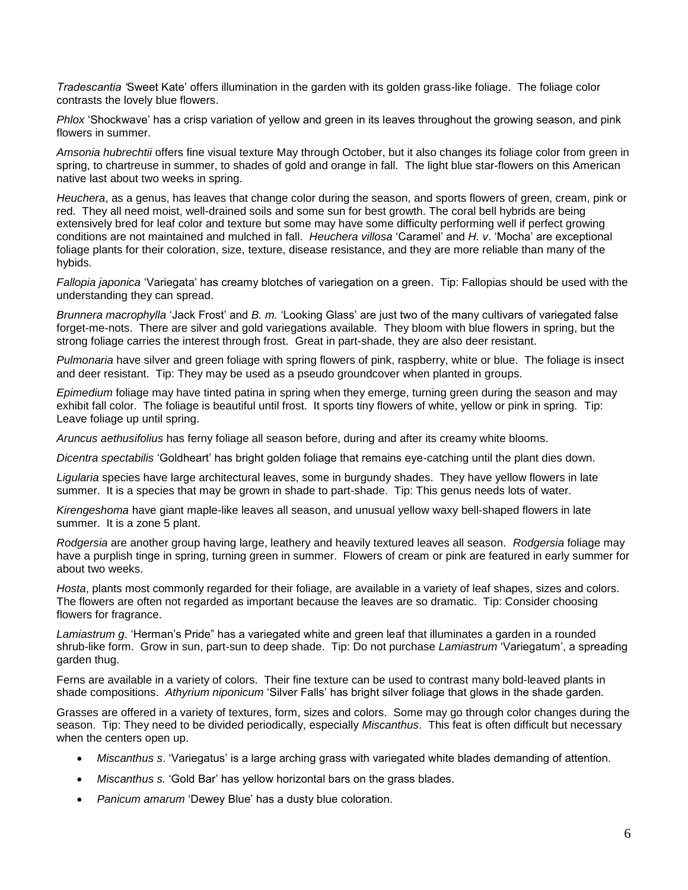*Tradescantia '*Sweet Kate' offers illumination in the garden with its golden grass-like foliage. The foliage color contrasts the lovely blue flowers.

*Phlox* 'Shockwave' has a crisp variation of yellow and green in its leaves throughout the growing season, and pink flowers in summer.

*Amsonia hubrechtii* offers fine visual texture May through October, but it also changes its foliage color from green in spring, to chartreuse in summer, to shades of gold and orange in fall. The light blue star-flowers on this American native last about two weeks in spring.

*Heuchera*, as a genus, has leaves that change color during the season, and sports flowers of green, cream, pink or red. They all need moist, well-drained soils and some sun for best growth. The coral bell hybrids are being extensively bred for leaf color and texture but some may have some difficulty performing well if perfect growing conditions are not maintained and mulched in fall. *Heuchera villosa* 'Caramel' and *H. v*. 'Mocha' are exceptional foliage plants for their coloration, size, texture, disease resistance, and they are more reliable than many of the hybids.

*Fallopia japonica* 'Variegata' has creamy blotches of variegation on a green. Tip: Fallopias should be used with the understanding they can spread.

*Brunnera macrophylla* 'Jack Frost' and *B. m.* 'Looking Glass' are just two of the many cultivars of variegated false forget-me-nots. There are silver and gold variegations available. They bloom with blue flowers in spring, but the strong foliage carries the interest through frost. Great in part-shade, they are also deer resistant.

*Pulmonaria* have silver and green foliage with spring flowers of pink, raspberry, white or blue. The foliage is insect and deer resistant. Tip: They may be used as a pseudo groundcover when planted in groups.

*Epimedium* foliage may have tinted patina in spring when they emerge, turning green during the season and may exhibit fall color. The foliage is beautiful until frost. It sports tiny flowers of white, yellow or pink in spring. Tip: Leave foliage up until spring.

*Aruncus aethusifolius* has ferny foliage all season before, during and after its creamy white blooms.

*Dicentra spectabilis* 'Goldheart' has bright golden foliage that remains eye-catching until the plant dies down.

*Ligularia* species have large architectural leaves, some in burgundy shades. They have yellow flowers in late summer. It is a species that may be grown in shade to part-shade. Tip: This genus needs lots of water.

*Kirengeshoma* have giant maple-like leaves all season, and unusual yellow waxy bell-shaped flowers in late summer. It is a zone 5 plant.

*Rodgersia* are another group having large, leathery and heavily textured leaves all season. *Rodgersia* foliage may have a purplish tinge in spring, turning green in summer. Flowers of cream or pink are featured in early summer for about two weeks.

*Hosta*, plants most commonly regarded for their foliage, are available in a variety of leaf shapes, sizes and colors. The flowers are often not regarded as important because the leaves are so dramatic. Tip: Consider choosing flowers for fragrance.

*Lamiastrum g*. 'Herman's Pride" has a variegated white and green leaf that illuminates a garden in a rounded shrub-like form. Grow in sun, part-sun to deep shade. Tip: Do not purchase *Lamiastrum* 'Variegatum', a spreading garden thug.

Ferns are available in a variety of colors. Their fine texture can be used to contrast many bold-leaved plants in shade compositions. *Athyrium niponicum* 'Silver Falls' has bright silver foliage that glows in the shade garden.

Grasses are offered in a variety of textures, form, sizes and colors. Some may go through color changes during the season. Tip: They need to be divided periodically, especially *Miscanthus*. This feat is often difficult but necessary when the centers open up.

- *Miscanthus s*. 'Variegatus' is a large arching grass with variegated white blades demanding of attention.
- *Miscanthus s.* 'Gold Bar' has yellow horizontal bars on the grass blades.
- *Panicum amarum* 'Dewey Blue' has a dusty blue coloration.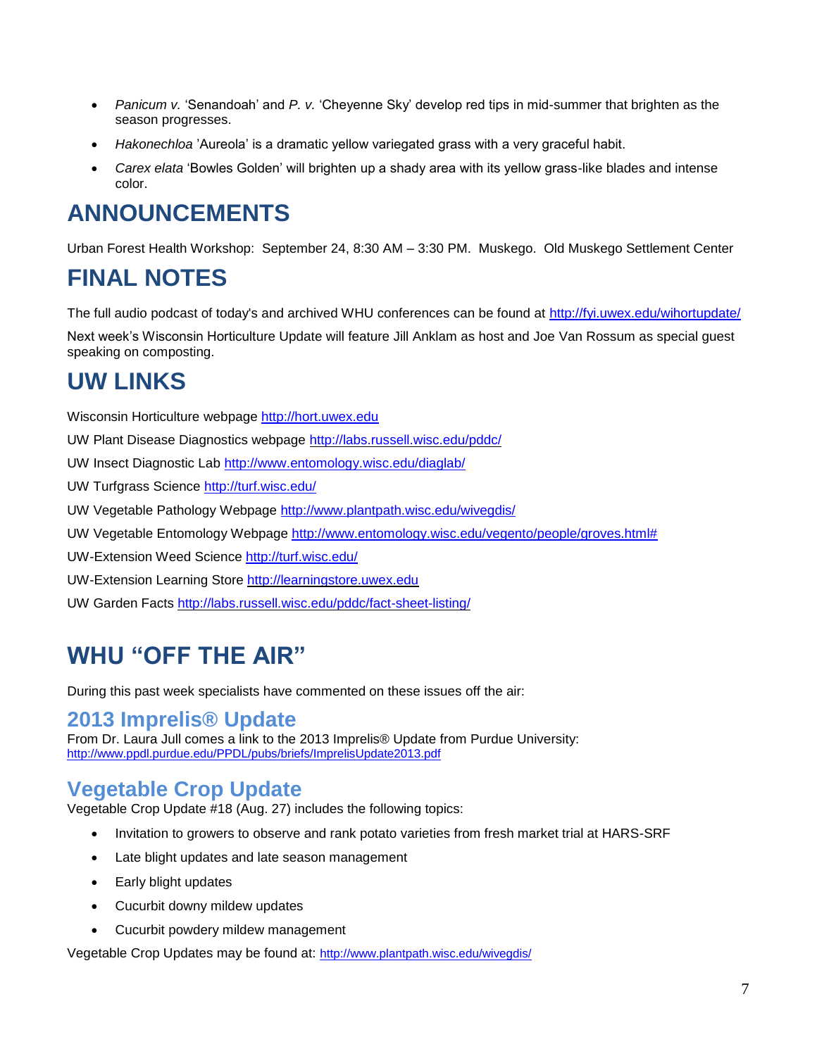- *Panicum v.* 'Senandoah' and *P. v.* 'Cheyenne Sky' develop red tips in mid-summer that brighten as the season progresses.
- *Hakonechloa* 'Aureola' is a dramatic yellow variegated grass with a very graceful habit.
- *Carex elata* 'Bowles Golden' will brighten up a shady area with its yellow grass-like blades and intense color.

# ANNOUNCEMENTS

Urban Forest Health Workshop: September 24, 8:30 AM – 3:30 PM. Muskego. Old Muskego Settlement Center

# FINAL NOTES

The full audio podcast of today's and archived WHU conferences can be found at http://fyi.uwex.edu/wihortupdate/

Next week's Wisconsin Horticulture Update will feature Jill Anklam as host and Joe Van Rossum as special guest speaking on composting.

# UW LINKS

Wisconsin Horticulture webpage http://hort.uwex.edu

UW Plant Disease Diagnostics webpage http://labs.russell.wisc.edu/pddc/

UW Insect Diagnostic Lab http://www.entomology.wisc.edu/diaglab/

UW Turfgrass Science http://turf.wisc.edu/

UW Vegetable Pathology Webpage http://www.plantpath.wisc.edu/wivegdis/

UW Vegetable Entomology Webpage http://www.entomology.wisc.edu/vegento/people/groves.html#

UW-Extension Weed Science http://turf.wisc.edu/

UW-Extension Learning Store http://learningstore.uwex.edu

UW Garden Facts http://labs.russell.wisc.edu/pddc/fact-sheet-listing/

# WHU "OFF THE AIR"

During this past week specialists have commented on these issues off the air:

## 2013 Imprelis® Update

From Dr. Laura Jull comes a link to the 2013 Imprelis® Update from Purdue University: http://www.ppdl.purdue.edu/PPDL/pubs/briefs/ImprelisUpdate2013.pdf

## Vegetable Crop Update

Vegetable Crop Update #18 (Aug. 27) includes the following topics:

- Invitation to growers to observe and rank potato varieties from fresh market trial at HARS-SRF
- Late blight updates and late season management
- Early blight updates
- Cucurbit downy mildew updates
- Cucurbit powdery mildew management

Vegetable Crop Updates may be found at: http://www.plantpath.wisc.edu/wivegdis/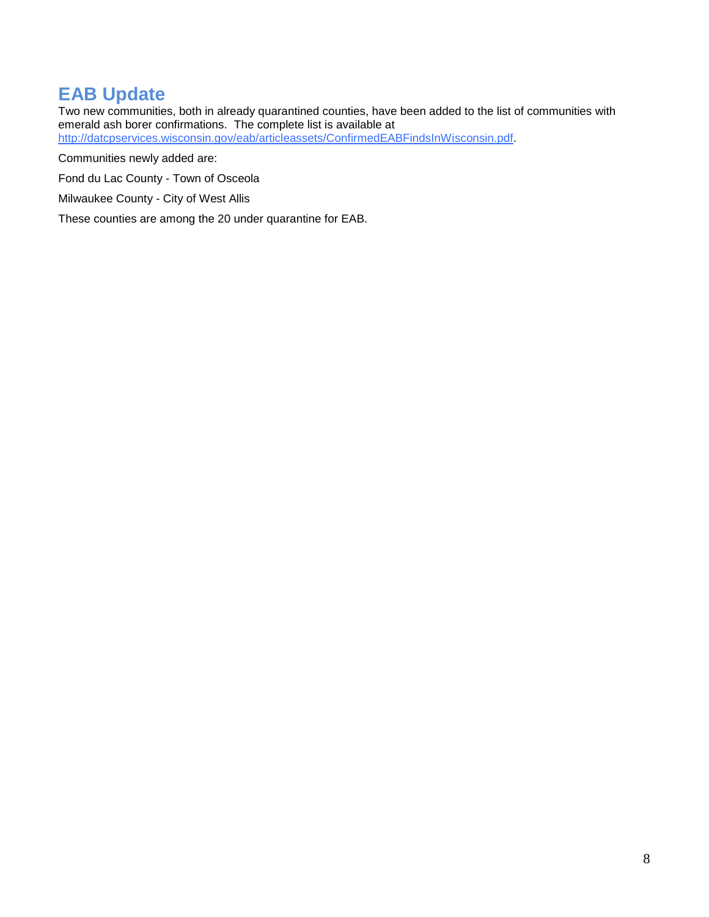## EAB Update

Two new communities, both in already quarantined counties, have been added to the list of communities with emerald ash borer confirmations. The complete list is available at [http://datcpservices.wisconsin.gov/eab/articleassets/ConfirmedEABFindsInWisconsin.pdf](http://datcpservices.wisconsin.gov/eab/articleassets/ConfirmedEABFindsInWisconsin.pdf).

Communities newly added are:

Fond du Lac County - Town of Osceola

Milwaukee County - City of West Allis

These counties are among the 20 under quarantine for EAB.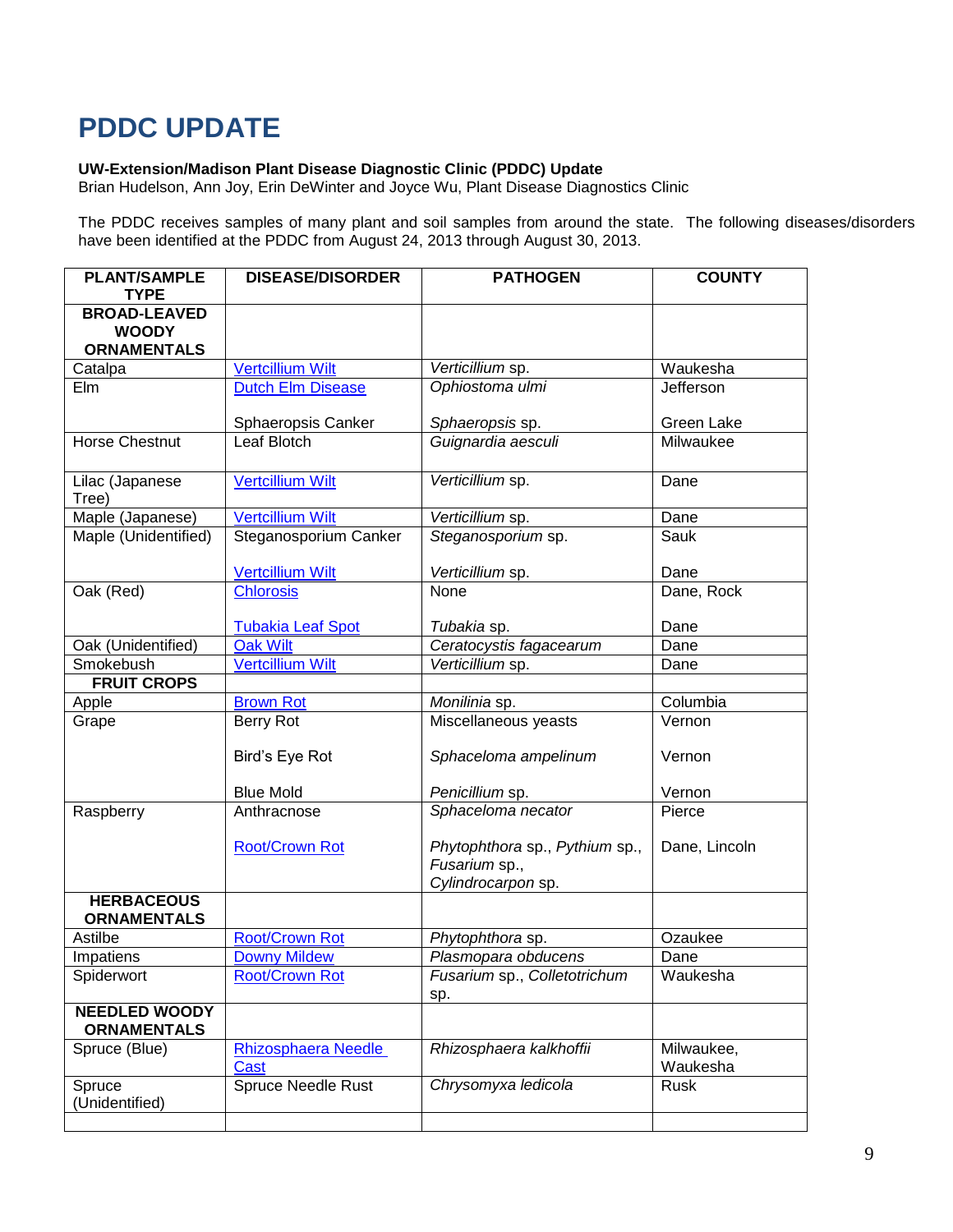# PDDC UPDATE

**UW-Extension/Madison Plant Disease Diagnostic Clinic (PDDC) Update**
Brian Hudelson, Ann Joy, Erin DeWinter and Joyce Wu, Plant Disease Diagnostics Clinic

The PDDC receives samples of many plant and soil samples from around the state. The following diseases/disorders have been identified at the PDDC from August 24, 2013 through August 30, 2013.

| PLANT/SAMPLE TYPE | DISEASE/DISORDER | PATHOGEN | COUNTY |
|---|---|---|---|
| **BROAD-LEAVED WOODY ORNAMENTALS** | | | |
| Catalpa | Vertcillium Wilt | *Verticillium* sp. | Waukesha |
| Elm | Dutch Elm Disease | *Ophiostoma ulmi* | Jefferson |
| | Sphaeropsis Canker | *Sphaeropsis* sp. | Green Lake |
| Horse Chestnut | Leaf Blotch | *Guignardia aesculi* | Milwaukee |
| Lilac (Japanese Tree) | Vertcillium Wilt | *Verticillium* sp. | Dane |
| Maple (Japanese) | Vertcillium Wilt | *Verticillium* sp. | Dane |
| Maple (Unidentified) | Steganosporium Canker | *Steganosporium* sp. | Sauk |
| | Vertcillium Wilt | *Verticillium* sp. | Dane |
| Oak (Red) | Chlorosis | None | Dane, Rock |
| | Tubakia Leaf Spot | *Tubakia* sp. | Dane |
| Oak (Unidentified) | Oak Wilt | *Ceratocystis fagacearum* | Dane |
| Smokebush | Vertcillium Wilt | *Verticillium* sp. | Dane |
| **FRUIT CROPS** | | | |
| Apple | Brown Rot | *Monilinia* sp. | Columbia |
| Grape | Berry Rot | Miscellaneous yeasts | Vernon |
| | Bird's Eye Rot | *Sphaceloma ampelinum* | Vernon |
| | Blue Mold | *Penicillium* sp. | Vernon |
| Raspberry | Anthracnose | *Sphaceloma necator* | Pierce |
| | Root/Crown Rot | *Phytophthora* sp., *Pythium* sp., *Fusarium* sp., *Cylindrocarpon* sp. | Dane, Lincoln |
| **HERBACEOUS ORNAMENTALS** | | | |
| Astilbe | Root/Crown Rot | *Phytophthora* sp. | Ozaukee |
| Impatiens | Downy Mildew | *Plasmopara obducens* | Dane |
| Spiderwort | Root/Crown Rot | *Fusarium* sp., *Colletotrichum* sp. | Waukesha |
| **NEEDLED WOODY ORNAMENTALS** | | | |
| Spruce (Blue) | Rhizosphaera Needle Cast | *Rhizosphaera kalkhoffii* | Milwaukee, Waukesha |
| Spruce (Unidentified) | Spruce Needle Rust | *Chrysomyxa ledicola* | Rusk |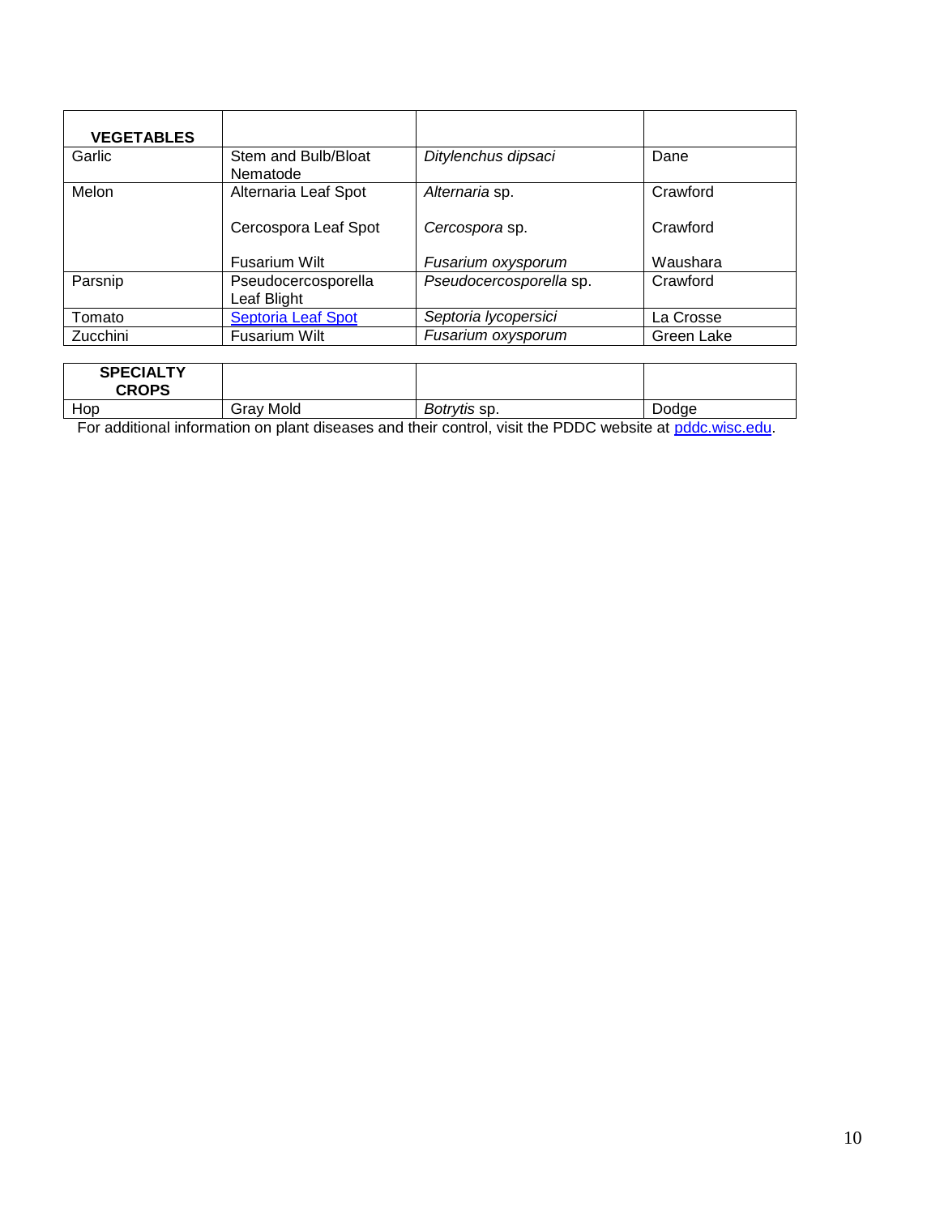| VEGETABLES | | | |
|---|---|---|---|
| Garlic | Stem and Bulb/Bloat Nematode | *Ditylenchus dipsaci* | Dane |
| Melon | Alternaria Leaf Spot<br><br>Cercospora Leaf Spot<br><br>Fusarium Wilt | *Alternaria* sp.<br><br>*Cercospora* sp.<br><br>*Fusarium oxysporum* | Crawford<br><br>Crawford<br><br>Waushara |
| Parsnip | Pseudocercosporella Leaf Blight | *Pseudocercosporella* sp. | Crawford |
| Tomato | Septoria Leaf Spot | *Septoria lycopersici* | La Crosse |
| Zucchini | Fusarium Wilt | *Fusarium oxysporum* | Green Lake |

| SPECIALTY CROPS | | | |
|---|---|---|---|
| Hop | Gray Mold | *Botrytis* sp. | Dodge |

For additional information on plant diseases and their control, visit the PDDC website at pddc.wisc.edu.